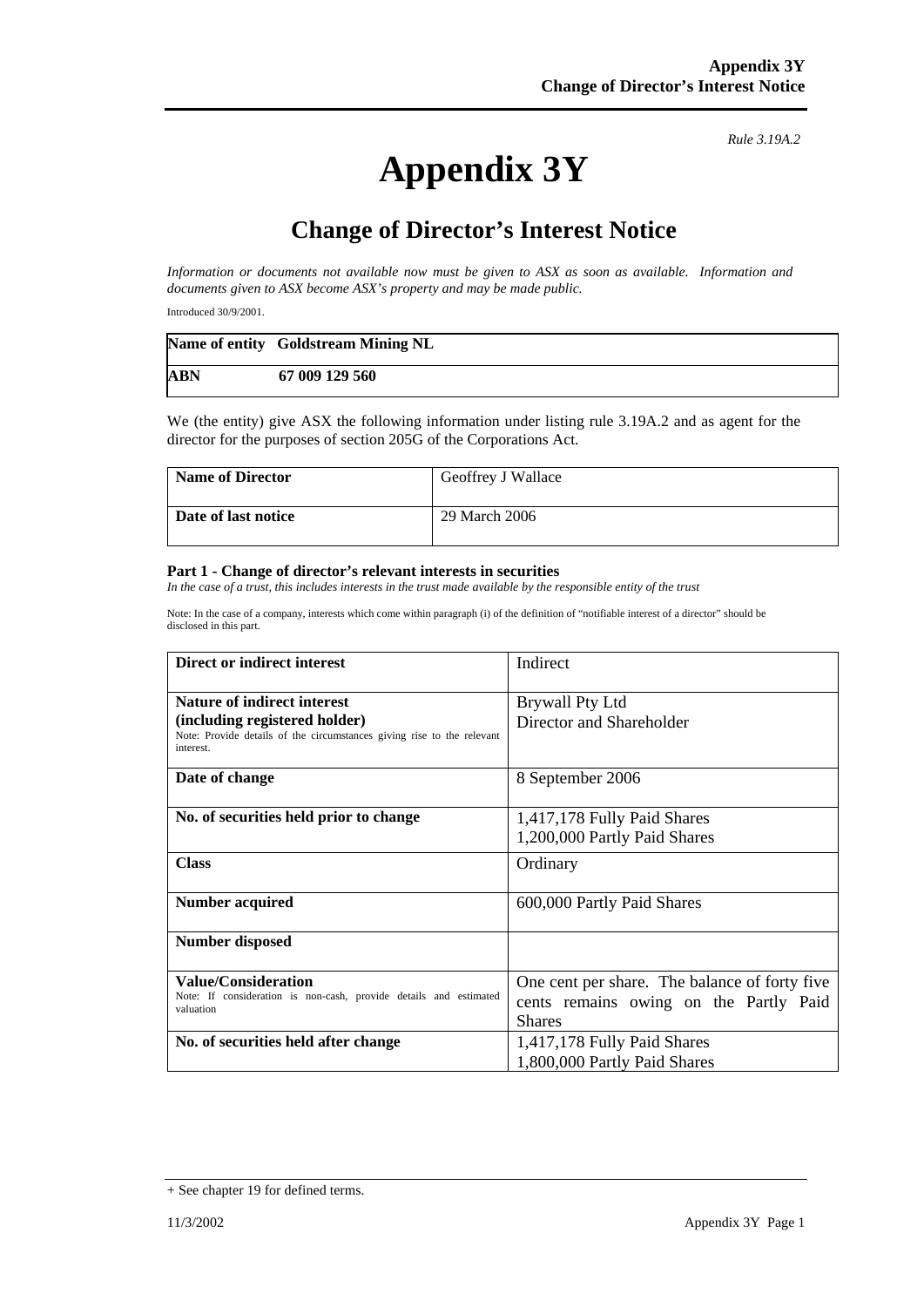*Rule 3.19A.2*

# Appendix 3Y

## Change of Director's Interest Notice

*Information or documents not available now must be given to ASX as soon as available. Information and documents given to ASX become ASX's property and may be made public.*

Introduced 30/9/2001.

| **Name of entity** | **Goldstream Mining NL** |
|---|---|
| **ABN** | **67 009 129 560** |

We (the entity) give ASX the following information under listing rule 3.19A.2 and as agent for the director for the purposes of section 205G of the Corporations Act.

| **Name of Director** | Geoffrey J Wallace |
|---|---|
| **Date of last notice** | 29 March 2006 |

#### Part 1 - Change of director's relevant interests in securities

*In the case of a trust, this includes interests in the trust made available by the responsible entity of the trust*

Note: In the case of a company, interests which come within paragraph (i) of the definition of "notifiable interest of a director" should be disclosed in this part.

| **Direct or indirect interest** | Indirect |
|---|---|
| **Nature of indirect interest (including registered holder)** Note: Provide details of the circumstances giving rise to the relevant interest. | Brywall Pty Ltd Director and Shareholder |
| **Date of change** | 8 September 2006 |
| **No. of securities held prior to change** | 1,417,178 Fully Paid Shares 1,200,000 Partly Paid Shares |
| **Class** | Ordinary |
| **Number acquired** | 600,000 Partly Paid Shares |
| **Number disposed** | |
| **Value/Consideration** Note: If consideration is non-cash, provide details and estimated valuation | One cent per share. The balance of forty five cents remains owing on the Partly Paid Shares |
| **No. of securities held after change** | 1,417,178 Fully Paid Shares 1,800,000 Partly Paid Shares |

+ See chapter 19 for defined terms.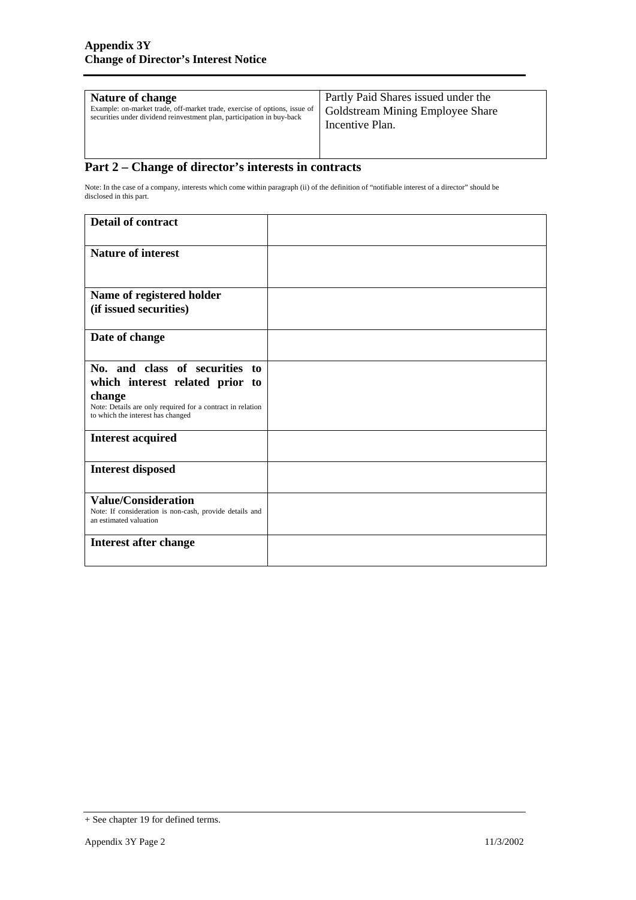| | |
|---|---|
| **Nature of change**<br>Example: on-market trade, off-market trade, exercise of options, issue of securities under dividend reinvestment plan, participation in buy-back | Partly Paid Shares issued under the Goldstream Mining Employee Share Incentive Plan. |

## Part 2 – Change of director's interests in contracts

Note: In the case of a company, interests which come within paragraph (ii) of the definition of "notifiable interest of a director" should be disclosed in this part.

| | |
|---|---|
| **Detail of contract** | |
| **Nature of interest** | |
| **Name of registered holder (if issued securities)** | |
| **Date of change** | |
| **No. and class of securities to which interest related prior to change**<br>Note: Details are only required for a contract in relation to which the interest has changed | |
| **Interest acquired** | |
| **Interest disposed** | |
| **Value/Consideration**<br>Note: If consideration is non-cash, provide details and an estimated valuation | |
| **Interest after change** | |

+ See chapter 19 for defined terms.